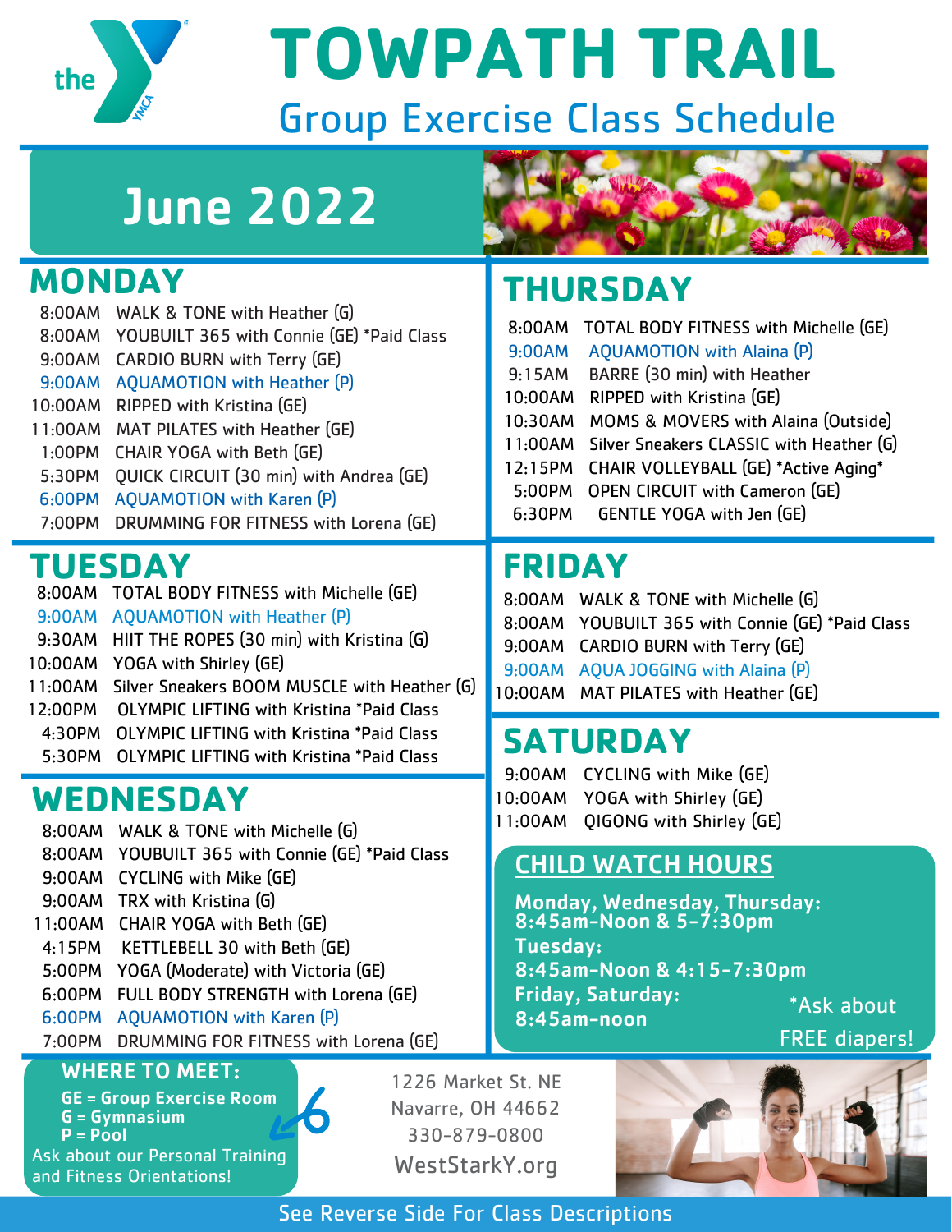# TOWPATH TRAIL

## Group Exercise Class Schedule

## June 2022

### MONDAY

- 8:00AM WALK & TONE with Heather (G)
- 8:00AM YOUBUILT 365 with Connie (GE) *Paid Class
- 9:00AM CARDIO BURN with Terry (GE)
- 9:00AM AQUAMOTION with Heather (P)
- 10:00AM RIPPED with Kristina (GE)
- 11:00AM MAT PILATES with Heather (GE)
- 1:00PM CHAIR YOGA with Beth (GE)
- 5:30PM QUICK CIRCUIT (30 min) with Andrea (GE)
- 6:00PM AQUAMOTION with Karen (P)
- 7:00PM DRUMMING FOR FITNESS with Lorena (GE)

### TUESDAY

- 8:00AM TOTAL BODY FITNESS with Michelle (GE)
- 9:00AM AQUAMOTION with Heather (P)
- 9:30AM HIIT THE ROPES (30 min) with Kristina (G)
- 10:00AM YOGA with Shirley (GE)
- 11:00AM Silver Sneakers BOOM MUSCLE with Heather (G)
- 12:00PM OLYMPIC LIFTING with Kristina *Paid Class
- 4:30PM OLYMPIC LIFTING with Kristina *Paid Class
- 5:30PM OLYMPIC LIFTING with Kristina *Paid Class

### WEDNESDAY

- 8:00AM WALK & TONE with Michelle (G)
- 8:00AM YOUBUILT 365 with Connie (GE) *Paid Class
- 9:00AM CYCLING with Mike (GE)
- 9:00AM TRX with Kristina (G)
- 11:00AM CHAIR YOGA with Beth (GE)
- 4:15PM KETTLEBELL 30 with Beth (GE)
- 5:00PM YOGA (Moderate) with Victoria (GE)
- 6:00PM FULL BODY STRENGTH with Lorena (GE)
- 6:00PM AQUAMOTION with Karen (P)
- 7:00PM DRUMMING FOR FITNESS with Lorena (GE)

### THURSDAY

- 8:00AM TOTAL BODY FITNESS with Michelle (GE)
- 9:00AM AQUAMOTION with Alaina (P)
- 9:15AM BARRE (30 min) with Heather
- 10:00AM RIPPED with Kristina (GE)
- 10:30AM MOMS & MOVERS with Alaina (Outside)
- 11:00AM Silver Sneakers CLASSIC with Heather (G)
- 12:15PM CHAIR VOLLEYBALL (GE) *Active Aging*
- 5:00PM OPEN CIRCUIT with Cameron (GE)
- 6:30PM GENTLE YOGA with Jen (GE)

### FRIDAY

- 8:00AM WALK & TONE with Michelle (G)
- 8:00AM YOUBUILT 365 with Connie (GE) *Paid Class
- 9:00AM CARDIO BURN with Terry (GE)
- 9:00AM AQUA JOGGING with Alaina (P)
- 10:00AM MAT PILATES with Heather (GE)

### SATURDAY

- 9:00AM CYCLING with Mike (GE)
- 10:00AM YOGA with Shirley (GE)
- 11:00AM QIGONG with Shirley (GE)

### CHILD WATCH HOURS

**Monday, Wednesday, Thursday:**
**8:45am-Noon & 5-7:30pm**
**Tuesday:**
**8:45am-Noon & 4:15-7:30pm**
**Friday, Saturday:**
**8:45am-noon**

*Ask about FREE diapers!

### WHERE TO MEET:

**GE = Group Exercise Room**
**G = Gymnasium**
**P = Pool**

Ask about our Personal Training and Fitness Orientations!

1226 Market St. NE
Navarre, OH 44662
330-879-0800
WestStarkY.org

See Reverse Side For Class Descriptions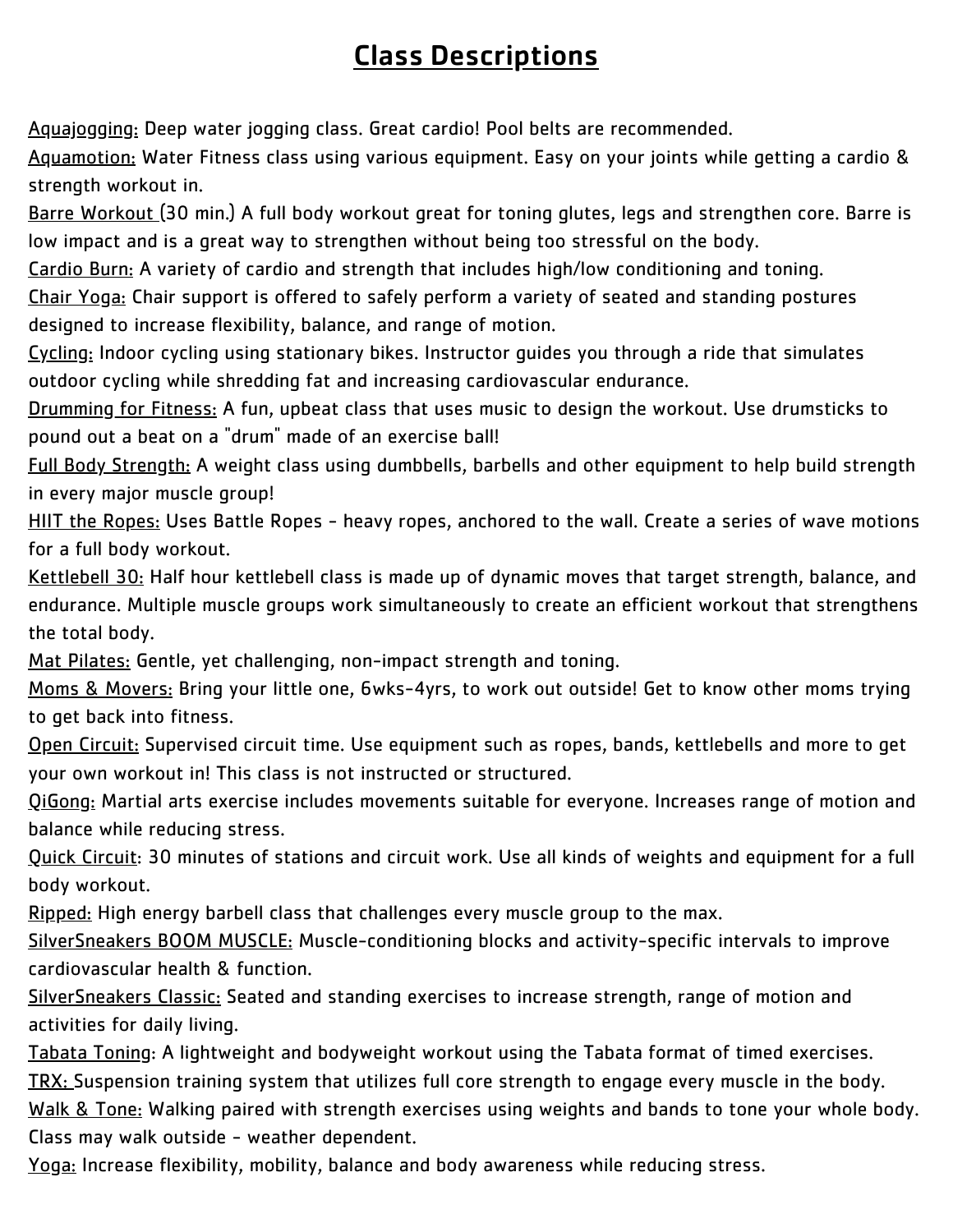# Class Descriptions

Aquajogging: Deep water jogging class. Great cardio! Pool belts are recommended.

Aquamotion: Water Fitness class using various equipment. Easy on your joints while getting a cardio & strength workout in.

Barre Workout (30 min.) A full body workout great for toning glutes, legs and strengthen core. Barre is low impact and is a great way to strengthen without being too stressful on the body.

Cardio Burn: A variety of cardio and strength that includes high/low conditioning and toning.

Chair Yoga: Chair support is offered to safely perform a variety of seated and standing postures designed to increase flexibility, balance, and range of motion.

Cycling: Indoor cycling using stationary bikes. Instructor guides you through a ride that simulates outdoor cycling while shredding fat and increasing cardiovascular endurance.

Drumming for Fitness: A fun, upbeat class that uses music to design the workout. Use drumsticks to pound out a beat on a "drum" made of an exercise ball!

Full Body Strength: A weight class using dumbbells, barbells and other equipment to help build strength in every major muscle group!

HIIT the Ropes: Uses Battle Ropes - heavy ropes, anchored to the wall. Create a series of wave motions for a full body workout.

Kettlebell 30: Half hour kettlebell class is made up of dynamic moves that target strength, balance, and endurance. Multiple muscle groups work simultaneously to create an efficient workout that strengthens the total body.

Mat Pilates: Gentle, yet challenging, non-impact strength and toning.

Moms & Movers: Bring your little one, 6wks-4yrs, to work out outside! Get to know other moms trying to get back into fitness.

Open Circuit: Supervised circuit time. Use equipment such as ropes, bands, kettlebells and more to get your own workout in! This class is not instructed or structured.

QiGong: Martial arts exercise includes movements suitable for everyone. Increases range of motion and balance while reducing stress.

Quick Circuit: 30 minutes of stations and circuit work. Use all kinds of weights and equipment for a full body workout.

Ripped: High energy barbell class that challenges every muscle group to the max.

SilverSneakers BOOM MUSCLE: Muscle-conditioning blocks and activity-specific intervals to improve cardiovascular health & function.

SilverSneakers Classic: Seated and standing exercises to increase strength, range of motion and activities for daily living.

Tabata Toning: A lightweight and bodyweight workout using the Tabata format of timed exercises.

TRX: Suspension training system that utilizes full core strength to engage every muscle in the body.

Walk & Tone: Walking paired with strength exercises using weights and bands to tone your whole body. Class may walk outside - weather dependent.

Yoga: Increase flexibility, mobility, balance and body awareness while reducing stress.